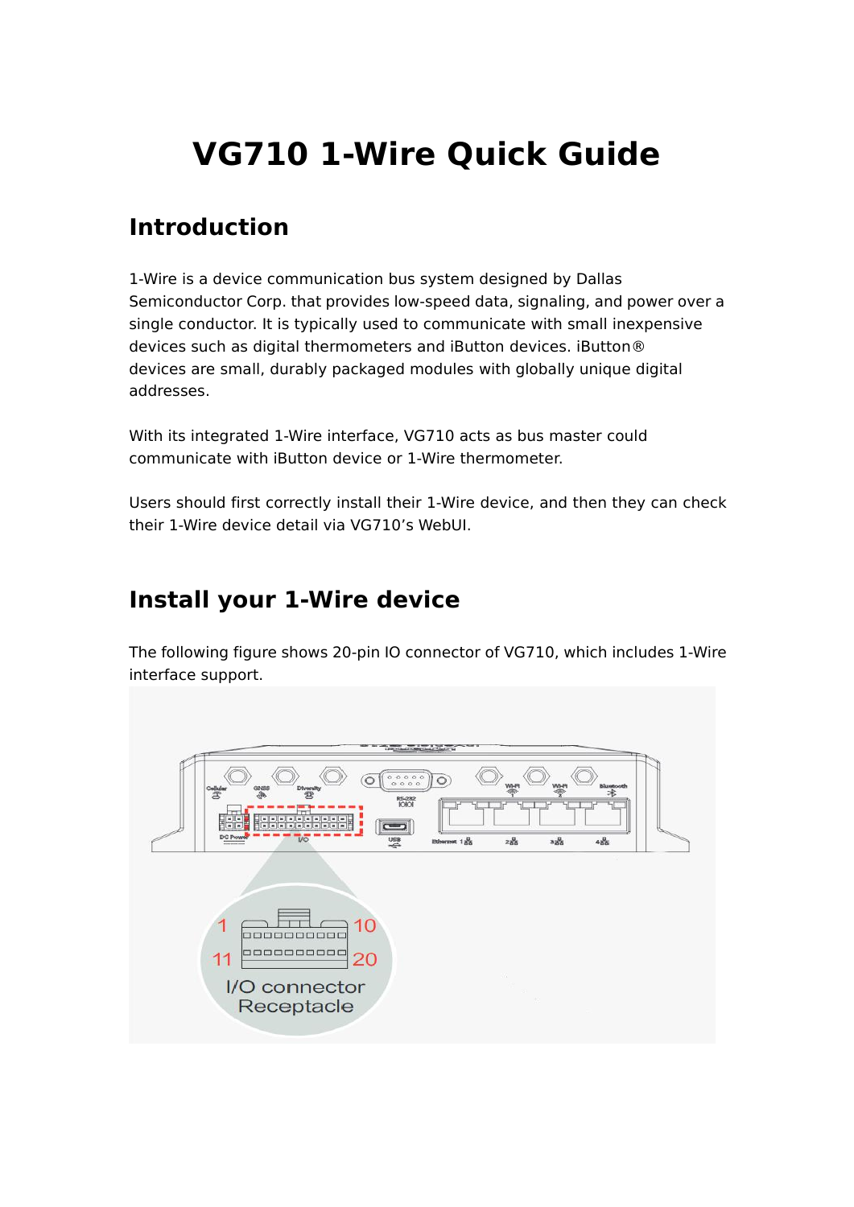# VG710 1-Wire Quick Guide

## Introduction

1-Wire is a device communication bus system designed by Dallas Semiconductor Corp. that provides low-speed data, signaling, and power over a single conductor. It is typically used to communicate with small inexpensive devices such as digital thermometers and iButton devices. iButton® devices are small, durably packaged modules with globally unique digital addresses.

With its integrated 1-Wire interface, VG710 acts as bus master could communicate with iButton device or 1-Wire thermometer.

Users should first correctly install their 1-Wire device, and then they can check their 1-Wire device detail via VG710's WebUI.

## Install your 1-Wire device

The following figure shows 20-pin IO connector of VG710, which includes 1-Wire interface support.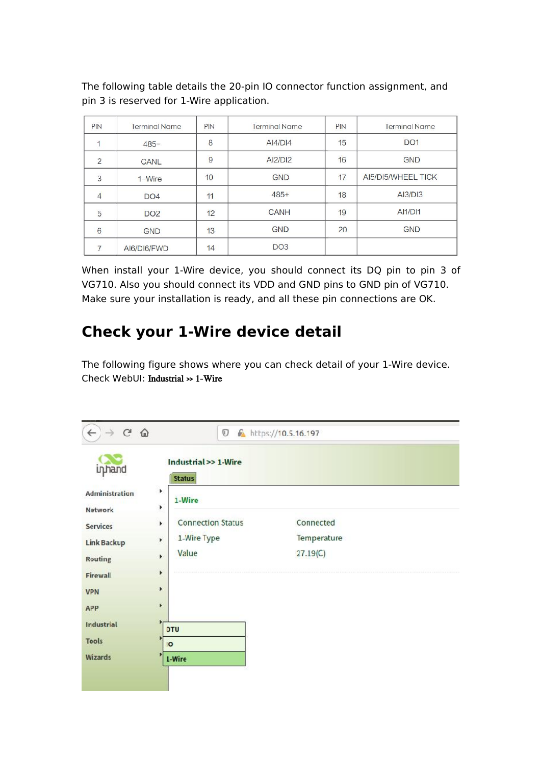The following table details the 20-pin IO connector function assignment, and pin 3 is reserved for 1-Wire application.

| PIN | Terminal Name | PIN | Terminal Name | PIN | Terminal Name |
|---|---|---|---|---|---|
| 1 | 485− | 8 | AI4/DI4 | 15 | DO1 |
| 2 | CANL | 9 | AI2/DI2 | 16 | GND |
| 3 | 1−Wire | 10 | GND | 17 | AI5/DI5/WHEEL TICK |
| 4 | DO4 | 11 | 485+ | 18 | AI3/DI3 |
| 5 | DO2 | 12 | CANH | 19 | AI1/DI1 |
| 6 | GND | 13 | GND | 20 | GND |
| 7 | AI6/DI6/FWD | 14 | DO3 | | |

When install your 1-Wire device, you should connect its DQ pin to pin 3 of VG710. Also you should connect its VDD and GND pins to GND pin of VG710. Make sure your installation is ready, and all these pin connections are OK.

## Check your 1-Wire device detail

The following figure shows where you can check detail of your 1-Wire device. Check WebUI: **Industrial >> 1-Wire**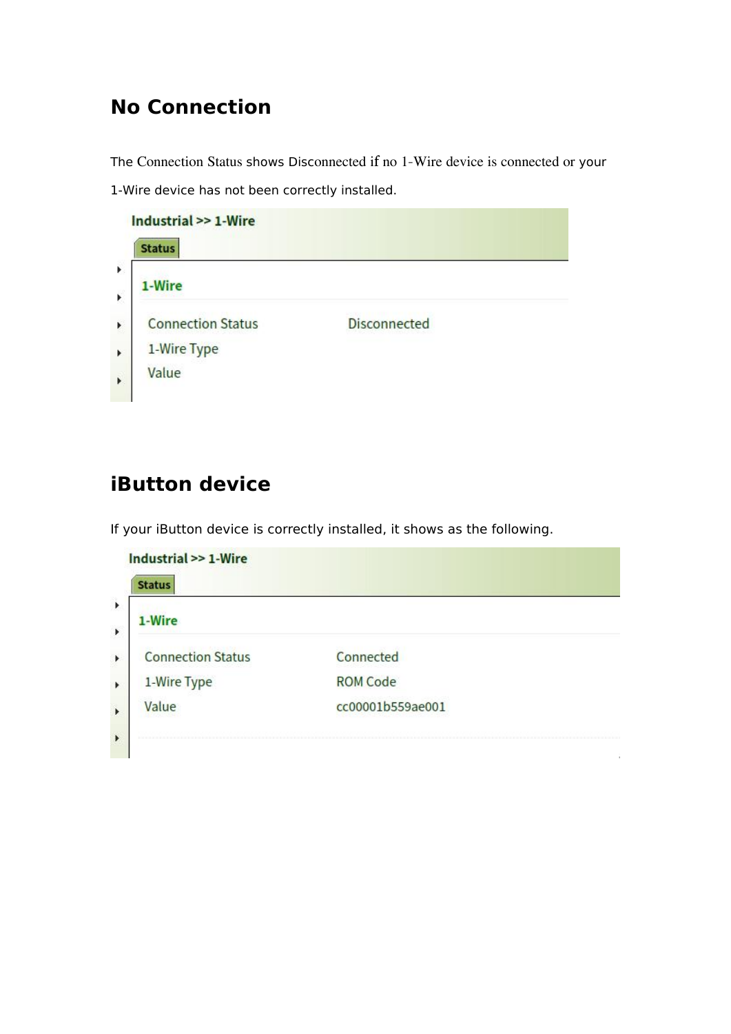## No Connection

The Connection Status shows Disconnected if no 1-Wire device is connected or your 1-Wire device has not been correctly installed.

Industrial >> 1-Wire

Status

**1-Wire**

| Connection Status | Disconnected |
| --- | --- |
| 1-Wire Type | |
| Value | |

## iButton device

If your iButton device is correctly installed, it shows as the following.

Industrial >> 1-Wire

Status

**1-Wire**

| Connection Status | Connected |
| --- | --- |
| 1-Wire Type | ROM Code |
| Value | cc00001b559ae001 |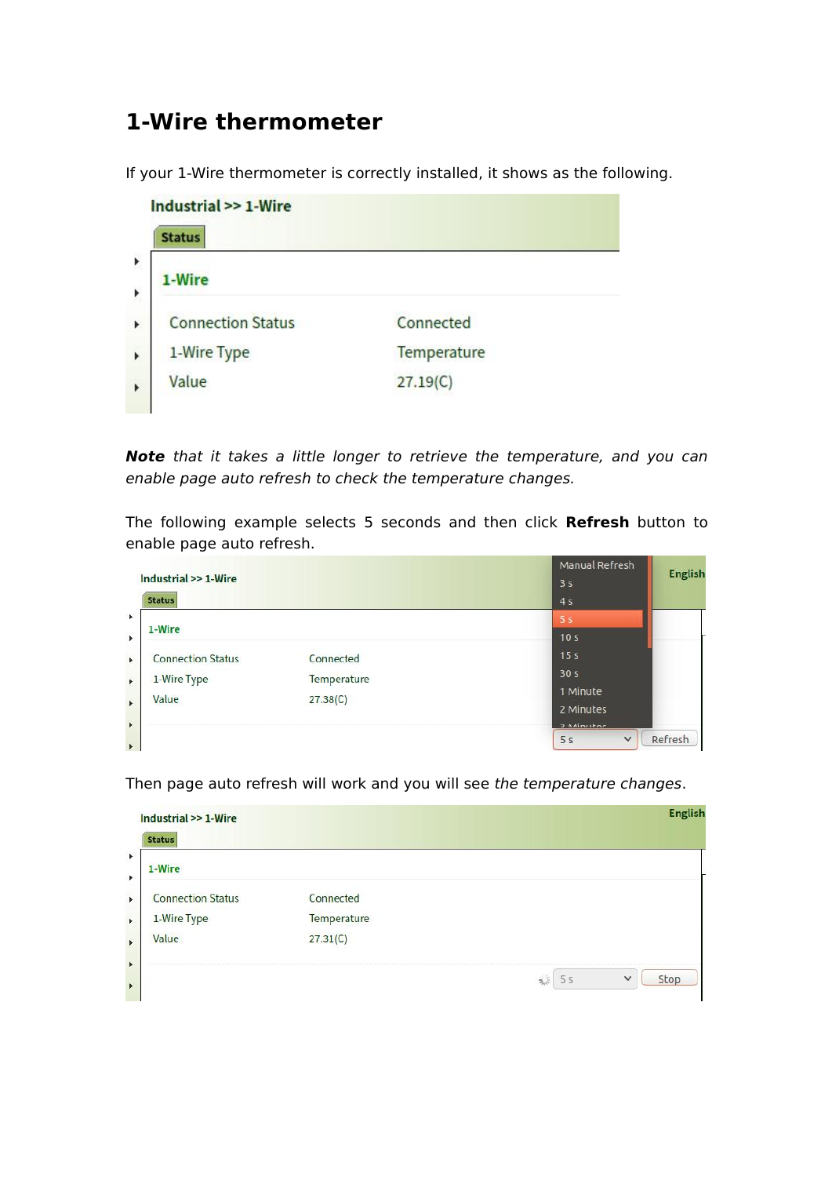# 1-Wire thermometer

If your 1-Wire thermometer is correctly installed, it shows as the following.

Industrial >> 1-Wire

Status

1-Wire

| | |
|---|---|
| Connection Status | Connected |
| 1-Wire Type | Temperature |
| Value | 27.19(C) |

***Note** that it takes a little longer to retrieve the temperature, and you can enable page auto refresh to check the temperature changes.*

The following example selects 5 seconds and then click **Refresh** button to enable page auto refresh.

Industrial >> 1-Wire

Status

1-Wire

| | |
|---|---|
| Connection Status | Connected |
| 1-Wire Type | Temperature |
| Value | 27.38(C) |

Manual Refresh
3 s
4 s
5 s
10 s
15 s
30 s
1 Minute
2 Minutes

English

5 s Refresh

Then page auto refresh will work and you will see *the temperature changes*.

Industrial >> 1-Wire

Status

English

1-Wire

| | |
|---|---|
| Connection Status | Connected |
| 1-Wire Type | Temperature |
| Value | 27.31(C) |

5 s Stop